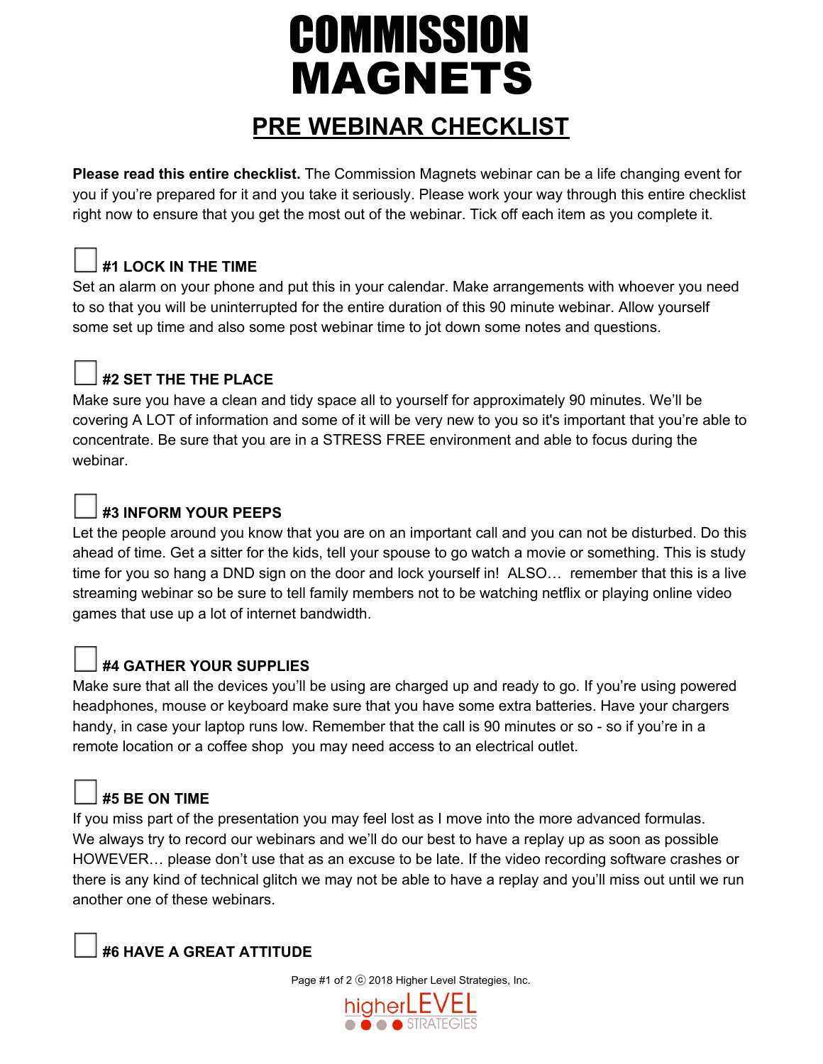# COMMISSION MAGNETS

## PRE WEBINAR CHECKLIST

**Please read this entire checklist.** The Commission Magnets webinar can be a life changing event for you if you're prepared for it and you take it seriously. Please work your way through this entire checklist right now to ensure that you get the most out of the webinar. Tick off each item as you complete it.

### ☐ #1 LOCK IN THE TIME

Set an alarm on your phone and put this in your calendar. Make arrangements with whoever you need to so that you will be uninterrupted for the entire duration of this 90 minute webinar. Allow yourself some set up time and also some post webinar time to jot down some notes and questions.

### ☐ #2 SET THE THE PLACE

Make sure you have a clean and tidy space all to yourself for approximately 90 minutes. We'll be covering A LOT of information and some of it will be very new to you so it's important that you're able to concentrate. Be sure that you are in a STRESS FREE environment and able to focus during the webinar.

### ☐ #3 INFORM YOUR PEEPS

Let the people around you know that you are on an important call and you can not be disturbed. Do this ahead of time. Get a sitter for the kids, tell your spouse to go watch a movie or something. This is study time for you so hang a DND sign on the door and lock yourself in! ALSO… remember that this is a live streaming webinar so be sure to tell family members not to be watching netflix or playing online video games that use up a lot of internet bandwidth.

### ☐ #4 GATHER YOUR SUPPLIES

Make sure that all the devices you'll be using are charged up and ready to go. If you're using powered headphones, mouse or keyboard make sure that you have some extra batteries. Have your chargers handy, in case your laptop runs low. Remember that the call is 90 minutes or so - so if you're in a remote location or a coffee shop you may need access to an electrical outlet.

### ☐ #5 BE ON TIME

If you miss part of the presentation you may feel lost as I move into the more advanced formulas. We always try to record our webinars and we'll do our best to have a replay up as soon as possible HOWEVER… please don't use that as an excuse to be late. If the video recording software crashes or there is any kind of technical glitch we may not be able to have a replay and you'll miss out until we run another one of these webinars.

### ☐ #6 HAVE A GREAT ATTITUDE

ⓒ 2018 Higher Level Strategies, Inc.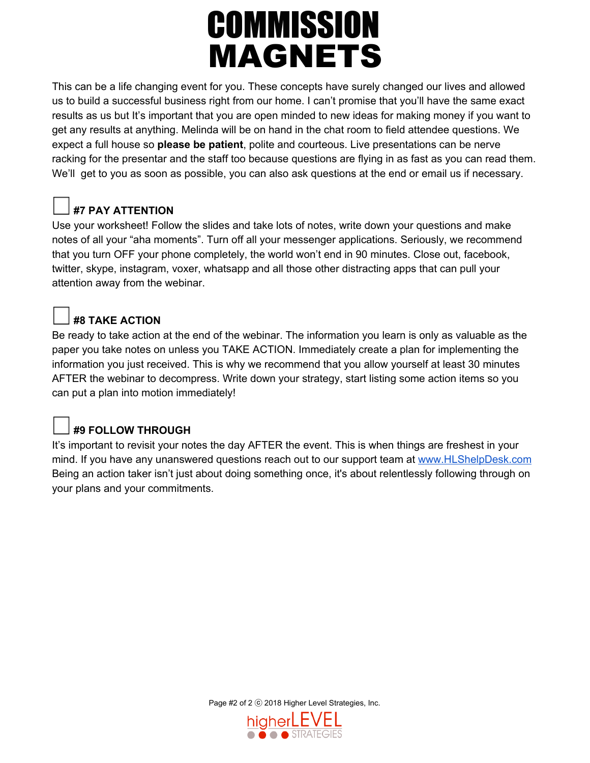# COMMISSION MAGNETS

This can be a life changing event for you. These concepts have surely changed our lives and allowed us to build a successful business right from our home. I can't promise that you'll have the same exact results as us but It's important that you are open minded to new ideas for making money if you want to get any results at anything. Melinda will be on hand in the chat room to field attendee questions. We expect a full house so **please be patient**, polite and courteous. Live presentations can be nerve racking for the presentar and the staff too because questions are flying in as fast as you can read them. We'll get to you as soon as possible, you can also ask questions at the end or email us if necessary.

☐ **#7 PAY ATTENTION**

Use your worksheet! Follow the slides and take lots of notes, write down your questions and make notes of all your "aha moments". Turn off all your messenger applications. Seriously, we recommend that you turn OFF your phone completely, the world won't end in 90 minutes. Close out, facebook, twitter, skype, instagram, voxer, whatsapp and all those other distracting apps that can pull your attention away from the webinar.

☐ **#8 TAKE ACTION**

Be ready to take action at the end of the webinar. The information you learn is only as valuable as the paper you take notes on unless you TAKE ACTION. Immediately create a plan for implementing the information you just received. This is why we recommend that you allow yourself at least 30 minutes AFTER the webinar to decompress. Write down your strategy, start listing some action items so you can put a plan into motion immediately!

☐ **#9 FOLLOW THROUGH**

It's important to revisit your notes the day AFTER the event. This is when things are freshest in your mind. If you have any unanswered questions reach out to our support team at [www.HLShelpDesk.com](http://www.HLShelpDesk.com) Being an action taker isn't just about doing something once, it's about relentlessly following through on your plans and your commitments.

ⓒ 2018 Higher Level Strategies, Inc.

higherLEVEL STRATEGIES